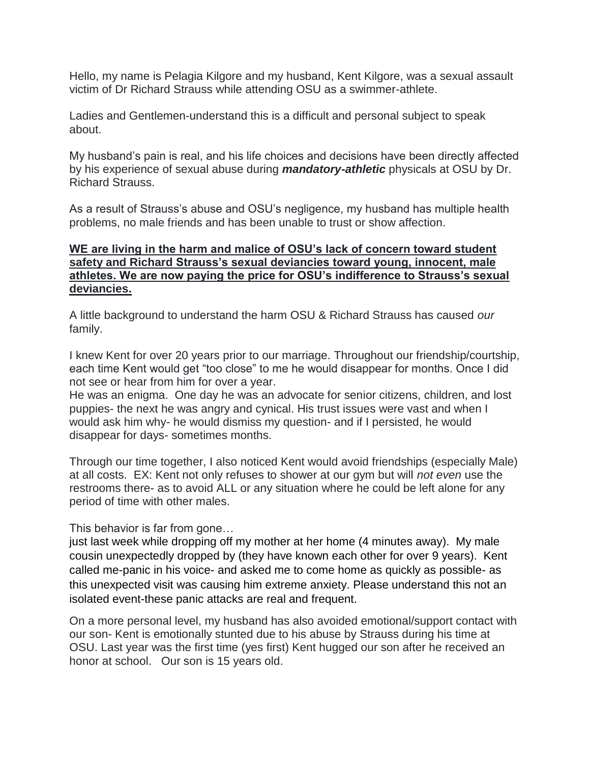Hello, my name is Pelagia Kilgore and my husband, Kent Kilgore, was a sexual assault victim of Dr Richard Strauss while attending OSU as a swimmer-athlete.

Ladies and Gentlemen-understand this is a difficult and personal subject to speak about.

My husband's pain is real, and his life choices and decisions have been directly affected by his experience of sexual abuse during ***mandatory-athletic*** physicals at OSU by Dr. Richard Strauss.

As a result of Strauss's abuse and OSU's negligence, my husband has multiple health problems, no male friends and has been unable to trust or show affection.

<u>**WE are living in the harm and malice of OSU's lack of concern toward student safety and Richard Strauss's sexual deviancies toward young, innocent, male athletes. We are now paying the price for OSU's indifference to Strauss's sexual deviancies.**</u>

A little background to understand the harm OSU & Richard Strauss has caused *our* family.

I knew Kent for over 20 years prior to our marriage. Throughout our friendship/courtship, each time Kent would get "too close" to me he would disappear for months. Once I did not see or hear from him for over a year.
He was an enigma. One day he was an advocate for senior citizens, children, and lost puppies- the next he was angry and cynical. His trust issues were vast and when I would ask him why- he would dismiss my question- and if I persisted, he would disappear for days- sometimes months.

Through our time together, I also noticed Kent would avoid friendships (especially Male) at all costs. EX: Kent not only refuses to shower at our gym but will *not even* use the restrooms there- as to avoid ALL or any situation where he could be left alone for any period of time with other males.

This behavior is far from gone…
just last week while dropping off my mother at her home (4 minutes away). My male cousin unexpectedly dropped by (they have known each other for over 9 years). Kent called me-panic in his voice- and asked me to come home as quickly as possible- as this unexpected visit was causing him extreme anxiety. Please understand this not an isolated event-these panic attacks are real and frequent.

On a more personal level, my husband has also avoided emotional/support contact with our son- Kent is emotionally stunted due to his abuse by Strauss during his time at OSU. Last year was the first time (yes first) Kent hugged our son after he received an honor at school. Our son is 15 years old.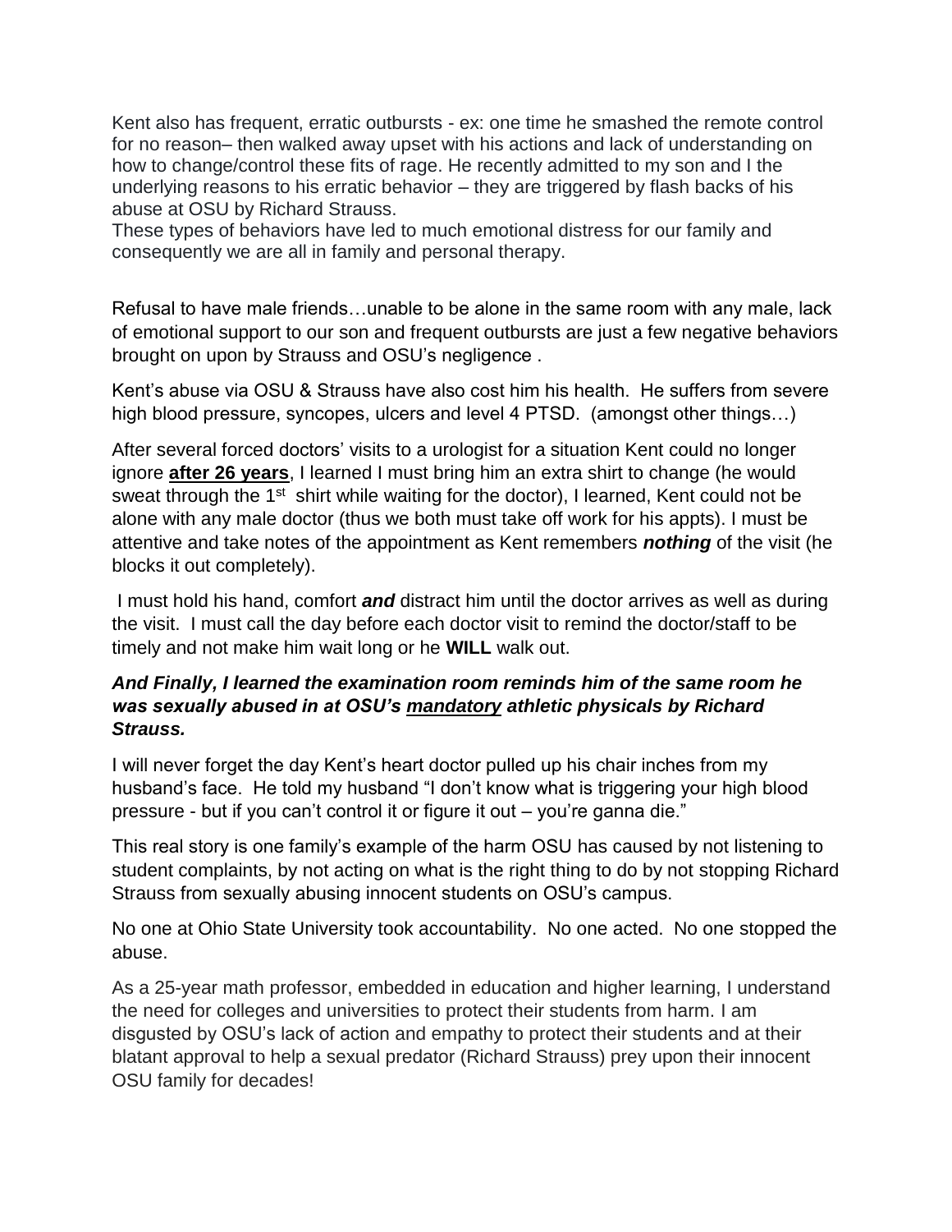Kent also has frequent, erratic outbursts - ex: one time he smashed the remote control for no reason– then walked away upset with his actions and lack of understanding on how to change/control these fits of rage. He recently admitted to my son and I the underlying reasons to his erratic behavior – they are triggered by flash backs of his abuse at OSU by Richard Strauss.
These types of behaviors have led to much emotional distress for our family and consequently we are all in family and personal therapy.

Refusal to have male friends…unable to be alone in the same room with any male, lack of emotional support to our son and frequent outbursts are just a few negative behaviors brought on upon by Strauss and OSU's negligence .

Kent's abuse via OSU & Strauss have also cost him his health. He suffers from severe high blood pressure, syncopes, ulcers and level 4 PTSD. (amongst other things…)

After several forced doctors' visits to a urologist for a situation Kent could no longer ignore **after 26 years**, I learned I must bring him an extra shirt to change (he would sweat through the 1st shirt while waiting for the doctor), I learned, Kent could not be alone with any male doctor (thus we both must take off work for his appts). I must be attentive and take notes of the appointment as Kent remembers ***nothing*** of the visit (he blocks it out completely).

I must hold his hand, comfort ***and*** distract him until the doctor arrives as well as during the visit. I must call the day before each doctor visit to remind the doctor/staff to be timely and not make him wait long or he **WILL** walk out.

***And Finally, I learned the examination room reminds him of the same room he was sexually abused in at OSU's mandatory athletic physicals by Richard Strauss.***

I will never forget the day Kent's heart doctor pulled up his chair inches from my husband's face. He told my husband "I don't know what is triggering your high blood pressure - but if you can't control it or figure it out – you're ganna die."

This real story is one family's example of the harm OSU has caused by not listening to student complaints, by not acting on what is the right thing to do by not stopping Richard Strauss from sexually abusing innocent students on OSU's campus.

No one at Ohio State University took accountability. No one acted. No one stopped the abuse.

As a 25-year math professor, embedded in education and higher learning, I understand the need for colleges and universities to protect their students from harm. I am disgusted by OSU's lack of action and empathy to protect their students and at their blatant approval to help a sexual predator (Richard Strauss) prey upon their innocent OSU family for decades!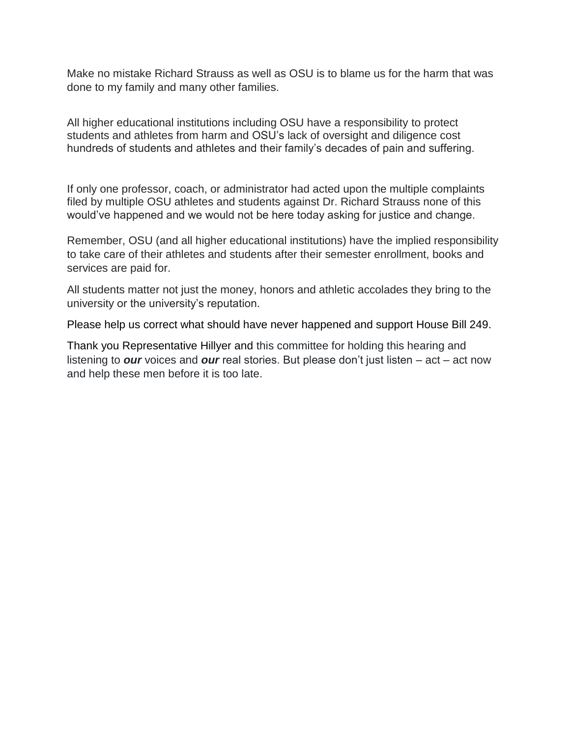Make no mistake Richard Strauss as well as OSU is to blame us for the harm that was done to my family and many other families.

All higher educational institutions including OSU have a responsibility to protect students and athletes from harm and OSU's lack of oversight and diligence cost hundreds of students and athletes and their family's decades of pain and suffering.

If only one professor, coach, or administrator had acted upon the multiple complaints filed by multiple OSU athletes and students against Dr. Richard Strauss none of this would've happened and we would not be here today asking for justice and change.

Remember, OSU (and all higher educational institutions) have the implied responsibility to take care of their athletes and students after their semester enrollment, books and services are paid for.

All students matter not just the money, honors and athletic accolades they bring to the university or the university's reputation.

Please help us correct what should have never happened and support House Bill 249.

Thank you Representative Hillyer and this committee for holding this hearing and listening to ***our*** voices and ***our*** real stories. But please don't just listen – act – act now and help these men before it is too late.